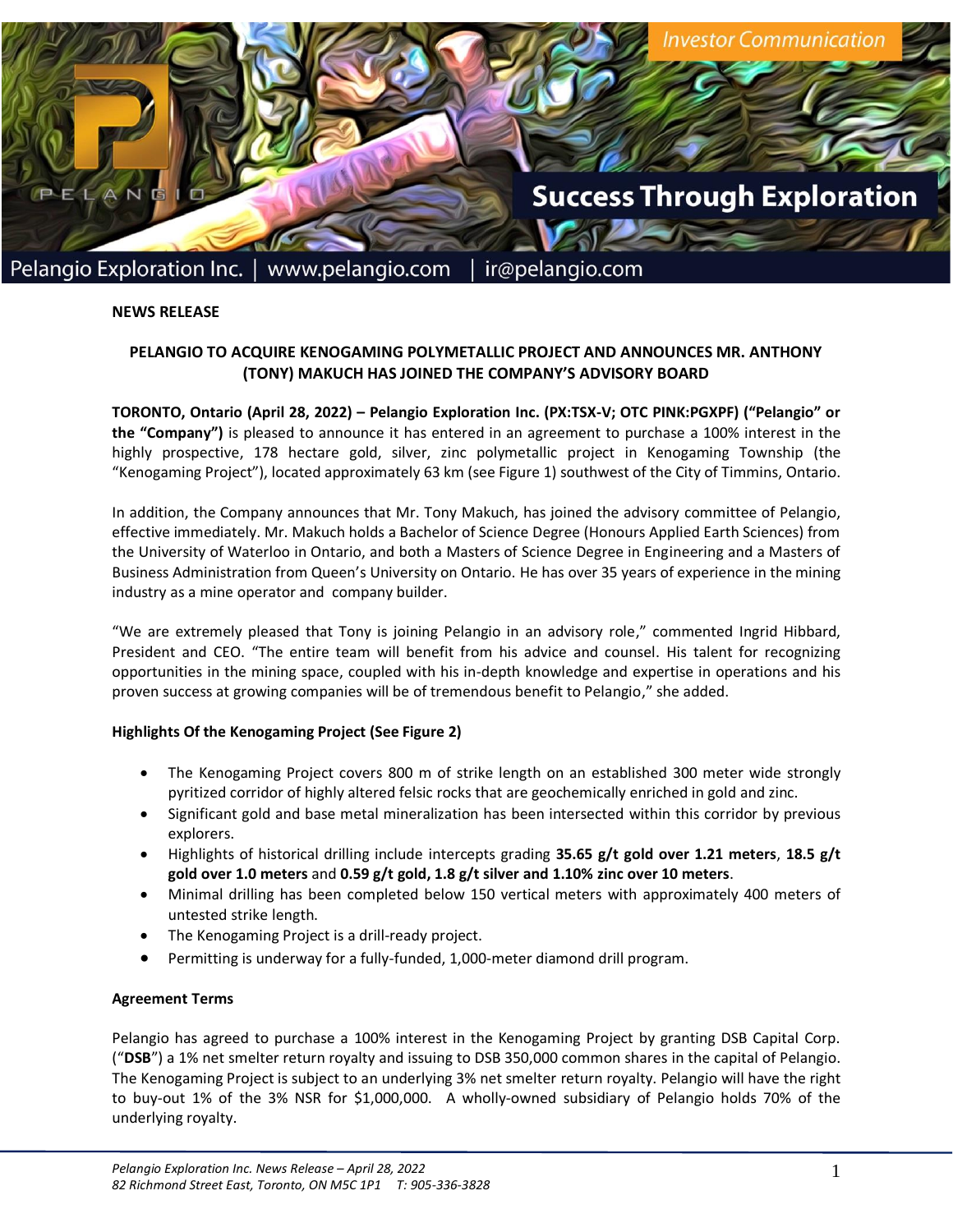Pelangio Exploration Inc. | www.pelangio.com | ir@pelangio.com

**NEWS RELEASE**

## PELANGIO TO ACQUIRE KENOGAMING POLYMETALLIC PROJECT AND ANNOUNCES MR. ANTHONY (TONY) MAKUCH HAS JOINED THE COMPANY'S ADVISORY BOARD

**TORONTO, Ontario (April 28, 2022) – Pelangio Exploration Inc. (PX:TSX-V; OTC PINK:PGXPF) ("Pelangio" or the "Company")** is pleased to announce it has entered in an agreement to purchase a 100% interest in the highly prospective, 178 hectare gold, silver, zinc polymetallic project in Kenogaming Township (the "Kenogaming Project"), located approximately 63 km (see Figure 1) southwest of the City of Timmins, Ontario.

In addition, the Company announces that Mr. Tony Makuch, has joined the advisory committee of Pelangio, effective immediately. Mr. Makuch holds a Bachelor of Science Degree (Honours Applied Earth Sciences) from the University of Waterloo in Ontario, and both a Masters of Science Degree in Engineering and a Masters of Business Administration from Queen's University on Ontario. He has over 35 years of experience in the mining industry as a mine operator and company builder.

"We are extremely pleased that Tony is joining Pelangio in an advisory role," commented Ingrid Hibbard, President and CEO. "The entire team will benefit from his advice and counsel. His talent for recognizing opportunities in the mining space, coupled with his in-depth knowledge and expertise in operations and his proven success at growing companies will be of tremendous benefit to Pelangio," she added.

**Highlights Of the Kenogaming Project (See Figure 2)**

- The Kenogaming Project covers 800 m of strike length on an established 300 meter wide strongly pyritized corridor of highly altered felsic rocks that are geochemically enriched in gold and zinc.
- Significant gold and base metal mineralization has been intersected within this corridor by previous explorers.
- Highlights of historical drilling include intercepts grading **35.65 g/t gold over 1.21 meters**, **18.5 g/t gold over 1.0 meters** and **0.59 g/t gold, 1.8 g/t silver and 1.10% zinc over 10 meters**.
- Minimal drilling has been completed below 150 vertical meters with approximately 400 meters of untested strike length.
- The Kenogaming Project is a drill-ready project.
- Permitting is underway for a fully-funded, 1,000-meter diamond drill program.

**Agreement Terms**

Pelangio has agreed to purchase a 100% interest in the Kenogaming Project by granting DSB Capital Corp. ("**DSB**") a 1% net smelter return royalty and issuing to DSB 350,000 common shares in the capital of Pelangio. The Kenogaming Project is subject to an underlying 3% net smelter return royalty. Pelangio will have the right to buy-out 1% of the 3% NSR for $1,000,000. A wholly-owned subsidiary of Pelangio holds 70% of the underlying royalty.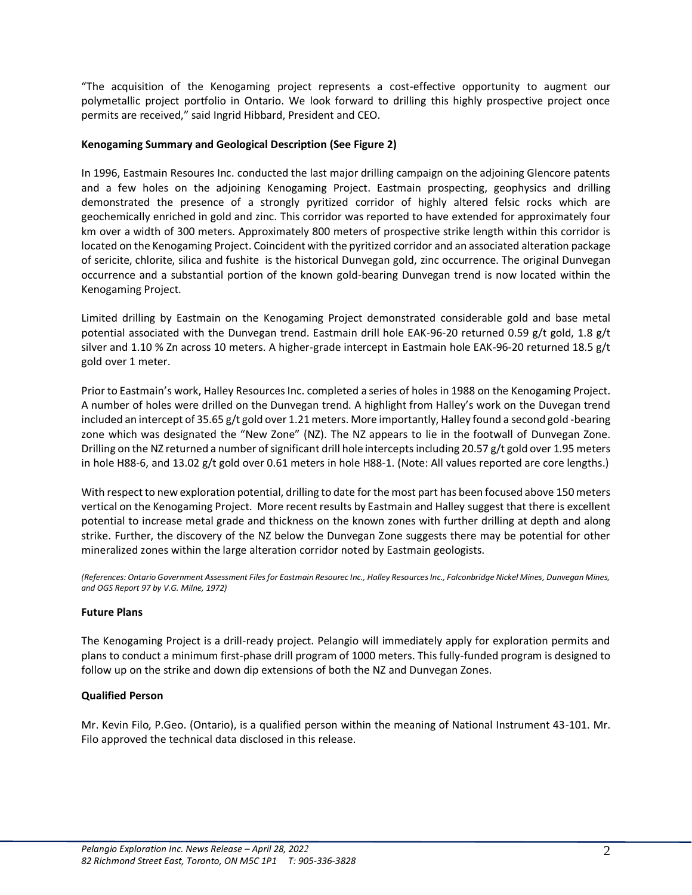"The acquisition of the Kenogaming project represents a cost-effective opportunity to augment our polymetallic project portfolio in Ontario. We look forward to drilling this highly prospective project once permits are received," said Ingrid Hibbard, President and CEO.

**Kenogaming Summary and Geological Description (See Figure 2)**

In 1996, Eastmain Resoures Inc. conducted the last major drilling campaign on the adjoining Glencore patents and a few holes on the adjoining Kenogaming Project. Eastmain prospecting, geophysics and drilling demonstrated the presence of a strongly pyritized corridor of highly altered felsic rocks which are geochemically enriched in gold and zinc. This corridor was reported to have extended for approximately four km over a width of 300 meters. Approximately 800 meters of prospective strike length within this corridor is located on the Kenogaming Project. Coincident with the pyritized corridor and an associated alteration package of sericite, chlorite, silica and fushite is the historical Dunvegan gold, zinc occurrence. The original Dunvegan occurrence and a substantial portion of the known gold-bearing Dunvegan trend is now located within the Kenogaming Project.

Limited drilling by Eastmain on the Kenogaming Project demonstrated considerable gold and base metal potential associated with the Dunvegan trend. Eastmain drill hole EAK-96-20 returned 0.59 g/t gold, 1.8 g/t silver and 1.10 % Zn across 10 meters. A higher-grade intercept in Eastmain hole EAK-96-20 returned 18.5 g/t gold over 1 meter.

Prior to Eastmain's work, Halley Resources Inc. completed a series of holes in 1988 on the Kenogaming Project. A number of holes were drilled on the Dunvegan trend. A highlight from Halley's work on the Duvegan trend included an intercept of 35.65 g/t gold over 1.21 meters. More importantly, Halley found a second gold -bearing zone which was designated the "New Zone" (NZ). The NZ appears to lie in the footwall of Dunvegan Zone. Drilling on the NZ returned a number of significant drill hole intercepts including 20.57 g/t gold over 1.95 meters in hole H88-6, and 13.02 g/t gold over 0.61 meters in hole H88-1. (Note: All values reported are core lengths.)

With respect to new exploration potential, drilling to date for the most part has been focused above 150 meters vertical on the Kenogaming Project. More recent results by Eastmain and Halley suggest that there is excellent potential to increase metal grade and thickness on the known zones with further drilling at depth and along strike. Further, the discovery of the NZ below the Dunvegan Zone suggests there may be potential for other mineralized zones within the large alteration corridor noted by Eastmain geologists.

*(References: Ontario Government Assessment Files for Eastmain Resourec Inc., Halley Resources Inc., Falconbridge Nickel Mines, Dunvegan Mines, and OGS Report 97 by V.G. Milne, 1972)*

**Future Plans**

The Kenogaming Project is a drill-ready project. Pelangio will immediately apply for exploration permits and plans to conduct a minimum first-phase drill program of 1000 meters. This fully-funded program is designed to follow up on the strike and down dip extensions of both the NZ and Dunvegan Zones.

**Qualified Person**

Mr. Kevin Filo, P.Geo. (Ontario), is a qualified person within the meaning of National Instrument 43-101. Mr. Filo approved the technical data disclosed in this release.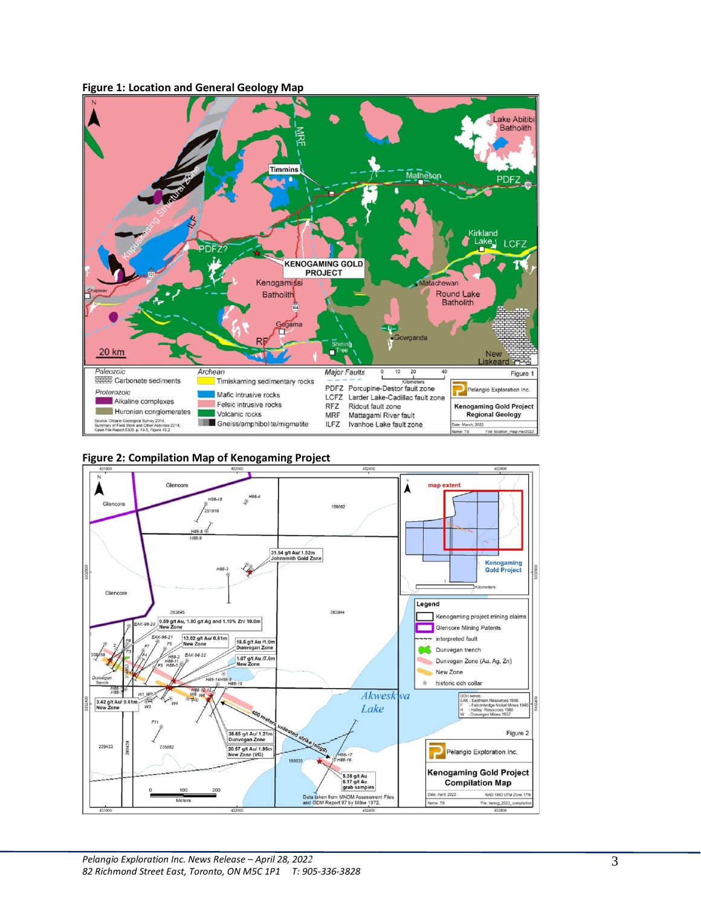**Figure 1: Location and General Geology Map**

**Figure 2: Compilation Map of Kenogaming Project**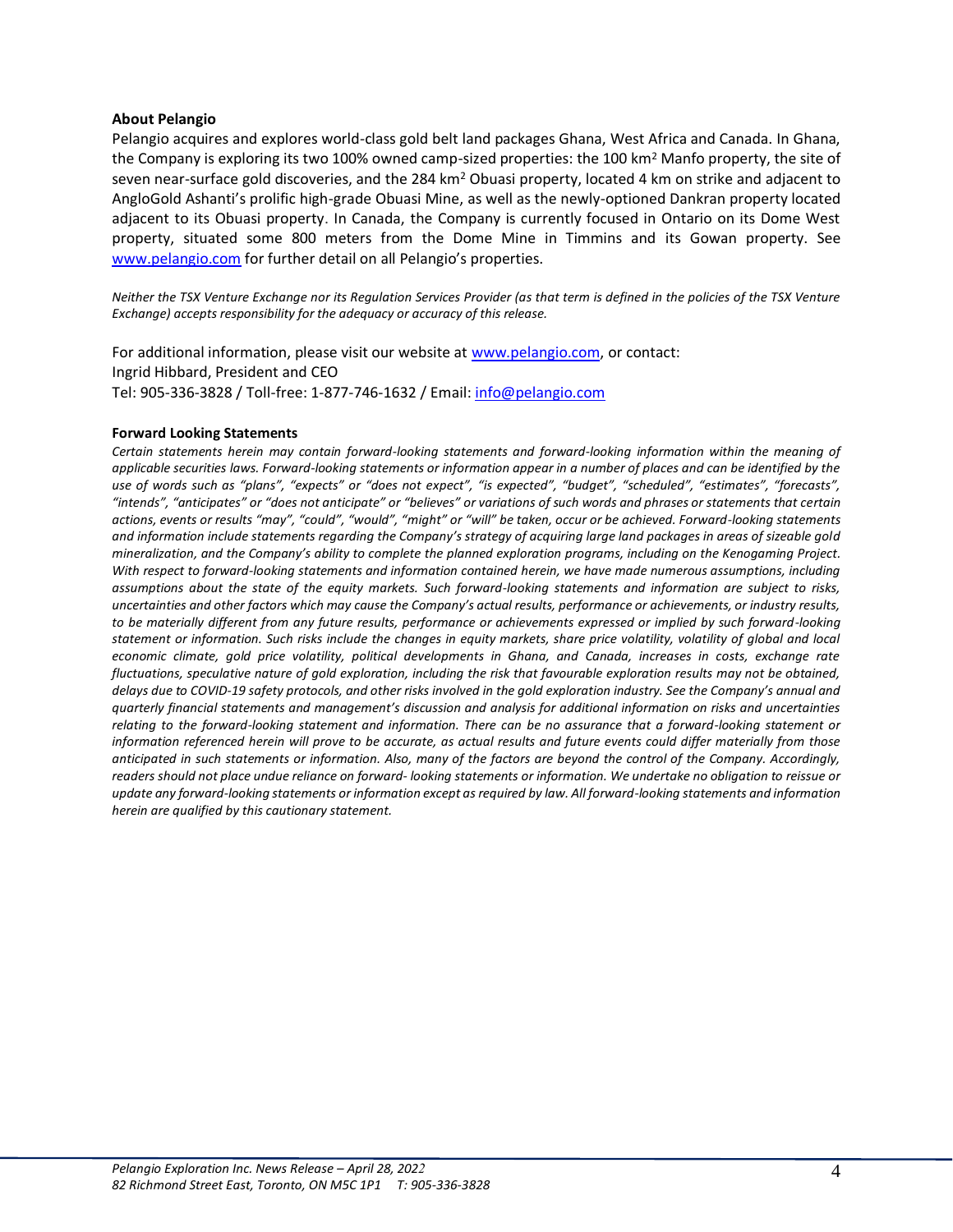**About Pelangio**

Pelangio acquires and explores world-class gold belt land packages Ghana, West Africa and Canada. In Ghana, the Company is exploring its two 100% owned camp-sized properties: the 100 km$^2$ Manfo property, the site of seven near-surface gold discoveries, and the 284 km$^2$ Obuasi property, located 4 km on strike and adjacent to AngloGold Ashanti's prolific high-grade Obuasi Mine, as well as the newly-optioned Dankran property located adjacent to its Obuasi property. In Canada, the Company is currently focused in Ontario on its Dome West property, situated some 800 meters from the Dome Mine in Timmins and its Gowan property. See www.pelangio.com for further detail on all Pelangio's properties.

*Neither the TSX Venture Exchange nor its Regulation Services Provider (as that term is defined in the policies of the TSX Venture Exchange) accepts responsibility for the adequacy or accuracy of this release.*

For additional information, please visit our website at www.pelangio.com, or contact:
Ingrid Hibbard, President and CEO
Tel: 905-336-3828 / Toll-free: 1-877-746-1632 / Email: info@pelangio.com

**Forward Looking Statements**

*Certain statements herein may contain forward-looking statements and forward-looking information within the meaning of applicable securities laws. Forward-looking statements or information appear in a number of places and can be identified by the use of words such as "plans", "expects" or "does not expect", "is expected", "budget", "scheduled", "estimates", "forecasts", "intends", "anticipates" or "does not anticipate" or "believes" or variations of such words and phrases or statements that certain actions, events or results "may", "could", "would", "might" or "will" be taken, occur or be achieved. Forward-looking statements and information include statements regarding the Company's strategy of acquiring large land packages in areas of sizeable gold mineralization, and the Company's ability to complete the planned exploration programs, including on the Kenogaming Project. With respect to forward-looking statements and information contained herein, we have made numerous assumptions, including assumptions about the state of the equity markets. Such forward-looking statements and information are subject to risks, uncertainties and other factors which may cause the Company's actual results, performance or achievements, or industry results, to be materially different from any future results, performance or achievements expressed or implied by such forward-looking statement or information. Such risks include the changes in equity markets, share price volatility, volatility of global and local economic climate, gold price volatility, political developments in Ghana, and Canada, increases in costs, exchange rate fluctuations, speculative nature of gold exploration, including the risk that favourable exploration results may not be obtained, delays due to COVID-19 safety protocols, and other risks involved in the gold exploration industry. See the Company's annual and quarterly financial statements and management's discussion and analysis for additional information on risks and uncertainties relating to the forward-looking statement and information. There can be no assurance that a forward-looking statement or information referenced herein will prove to be accurate, as actual results and future events could differ materially from those anticipated in such statements or information. Also, many of the factors are beyond the control of the Company. Accordingly, readers should not place undue reliance on forward- looking statements or information. We undertake no obligation to reissue or update any forward-looking statements or information except as required by law. All forward-looking statements and information herein are qualified by this cautionary statement.*